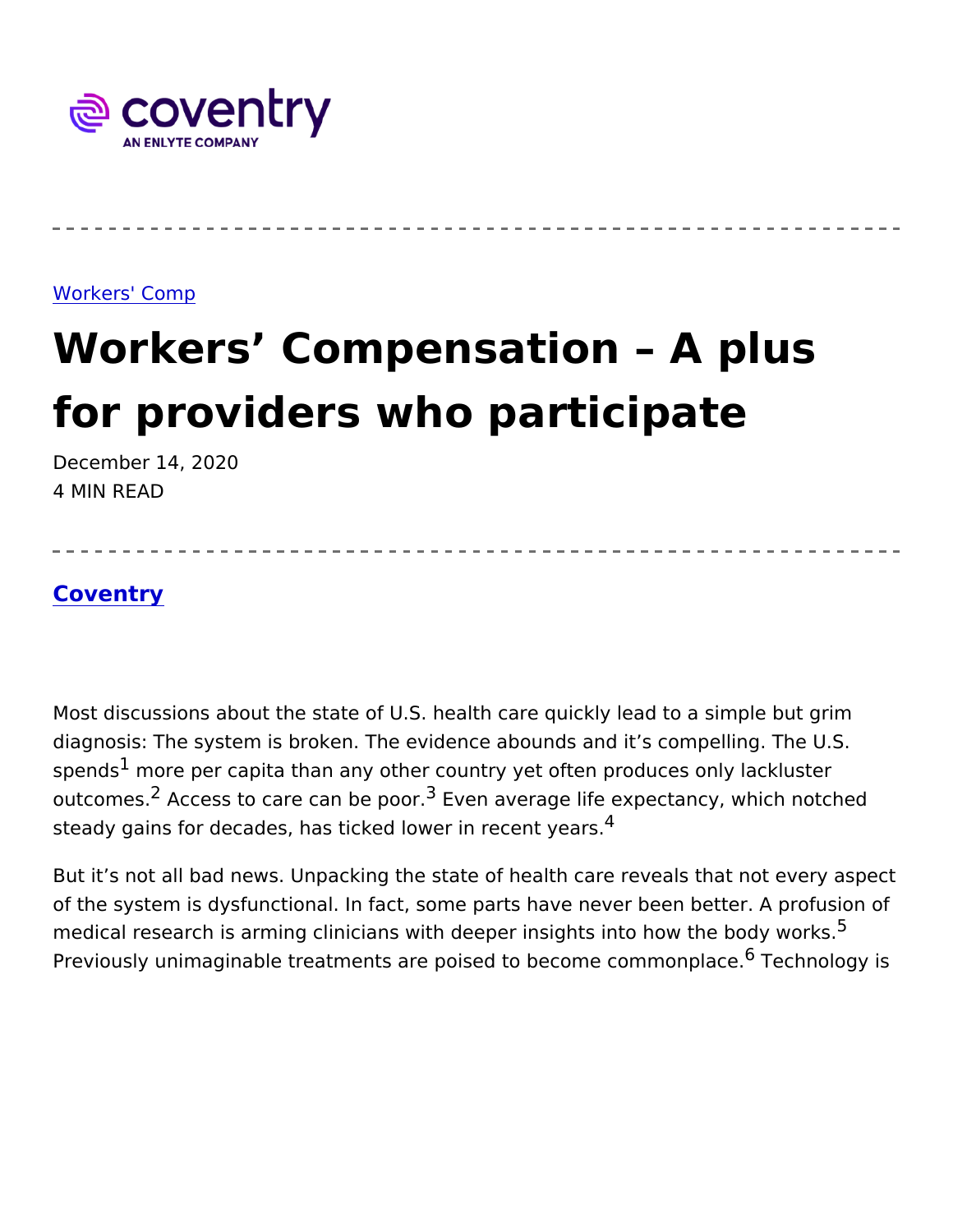Workers' Comp

# Workers' Compensation – A plus for providers who participate

December 14, 2020
4 MIN READ

**Coventry**

Most discussions about the state of U.S. health care quickly lead to a simple but grim diagnosis: The system is broken. The evidence abounds and it's compelling. The U.S. spends[1] more per capita than any other country yet often produces only lackluster outcomes.[2] Access to care can be poor.[3] Even average life expectancy, which notched steady gains for decades, has ticked lower in recent years.[4]

But it's not all bad news. Unpacking the state of health care reveals that not every aspect of the system is dysfunctional. In fact, some parts have never been better. A profusion of medical research is arming clinicians with deeper insights into how the body works.[5] Previously unimaginable treatments are poised to become commonplace.[6] Technology is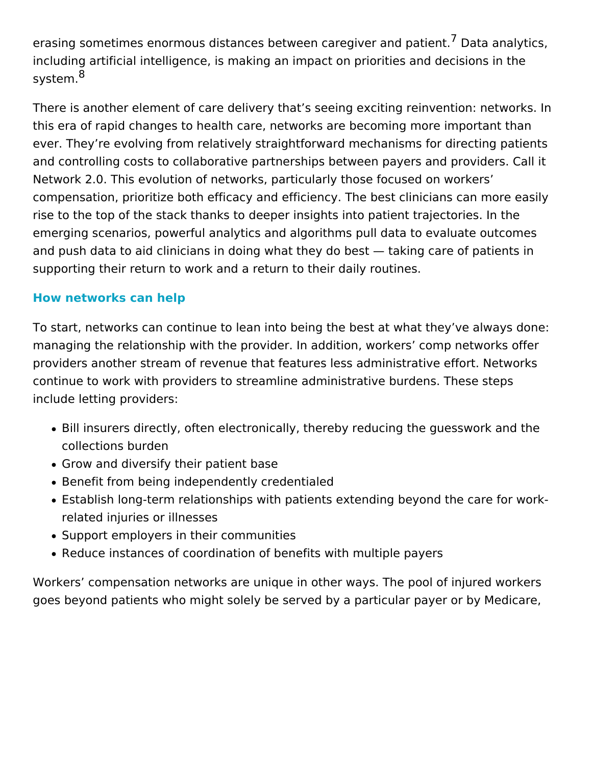erasing sometimes enormous distances between caregiver and patient.[7] Data analytics, including artificial intelligence, is making an impact on priorities and decisions in the system.[8]

There is another element of care delivery that's seeing exciting reinvention: networks. In this era of rapid changes to health care, networks are becoming more important than ever. They're evolving from relatively straightforward mechanisms for directing patients and controlling costs to collaborative partnerships between payers and providers. Call it Network 2.0. This evolution of networks, particularly those focused on workers' compensation, prioritize both efficacy and efficiency. The best clinicians can more easily rise to the top of the stack thanks to deeper insights into patient trajectories. In the emerging scenarios, powerful analytics and algorithms pull data to evaluate outcomes and push data to aid clinicians in doing what they do best — taking care of patients in supporting their return to work and a return to their daily routines.

### How networks can help

To start, networks can continue to lean into being the best at what they've always done: managing the relationship with the provider. In addition, workers' comp networks offer providers another stream of revenue that features less administrative effort. Networks continue to work with providers to streamline administrative burdens. These steps include letting providers:

- Bill insurers directly, often electronically, thereby reducing the guesswork and the collections burden
- Grow and diversify their patient base
- Benefit from being independently credentialed
- Establish long-term relationships with patients extending beyond the care for work-related injuries or illnesses
- Support employers in their communities
- Reduce instances of coordination of benefits with multiple payers

Workers' compensation networks are unique in other ways. The pool of injured workers goes beyond patients who might solely be served by a particular payer or by Medicare,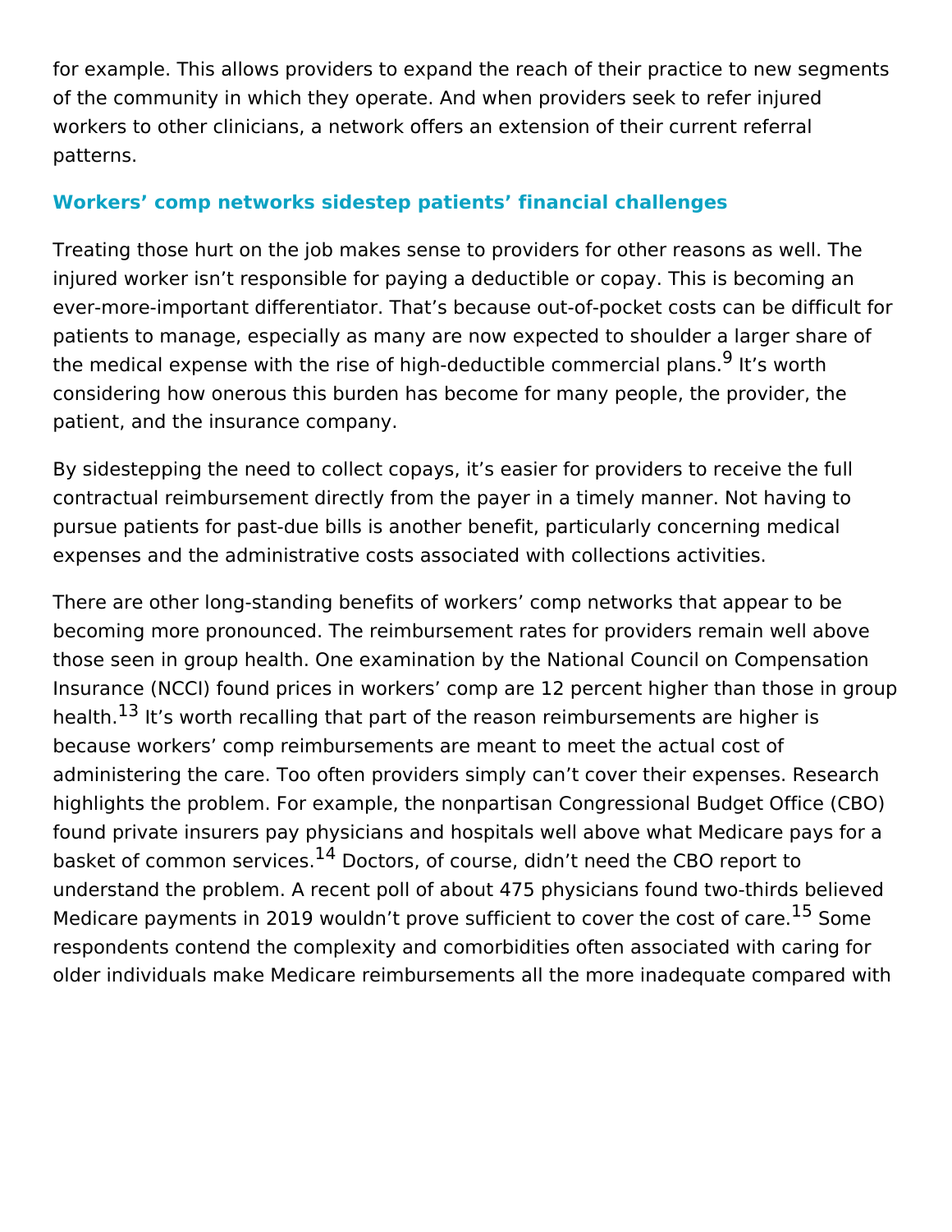for example. This allows providers to expand the reach of their practice to new segments of the community in which they operate. And when providers seek to refer injured workers to other clinicians, a network offers an extension of their current referral patterns.

### Workers' comp networks sidestep patients' financial challenges

Treating those hurt on the job makes sense to providers for other reasons as well. The injured worker isn't responsible for paying a deductible or copay. This is becoming an ever-more-important differentiator. That's because out-of-pocket costs can be difficult for patients to manage, especially as many are now expected to shoulder a larger share of the medical expense with the rise of high-deductible commercial plans.[9] It's worth considering how onerous this burden has become for many people, the provider, the patient, and the insurance company.

By sidestepping the need to collect copays, it's easier for providers to receive the full contractual reimbursement directly from the payer in a timely manner. Not having to pursue patients for past-due bills is another benefit, particularly concerning medical expenses and the administrative costs associated with collections activities.

There are other long-standing benefits of workers' comp networks that appear to be becoming more pronounced. The reimbursement rates for providers remain well above those seen in group health. One examination by the National Council on Compensation Insurance (NCCI) found prices in workers' comp are 12 percent higher than those in group health.[13] It's worth recalling that part of the reason reimbursements are higher is because workers' comp reimbursements are meant to meet the actual cost of administering the care. Too often providers simply can't cover their expenses. Research highlights the problem. For example, the nonpartisan Congressional Budget Office (CBO) found private insurers pay physicians and hospitals well above what Medicare pays for a basket of common services.[14] Doctors, of course, didn't need the CBO report to understand the problem. A recent poll of about 475 physicians found two-thirds believed Medicare payments in 2019 wouldn't prove sufficient to cover the cost of care.[15] Some respondents contend the complexity and comorbidities often associated with caring for older individuals make Medicare reimbursements all the more inadequate compared with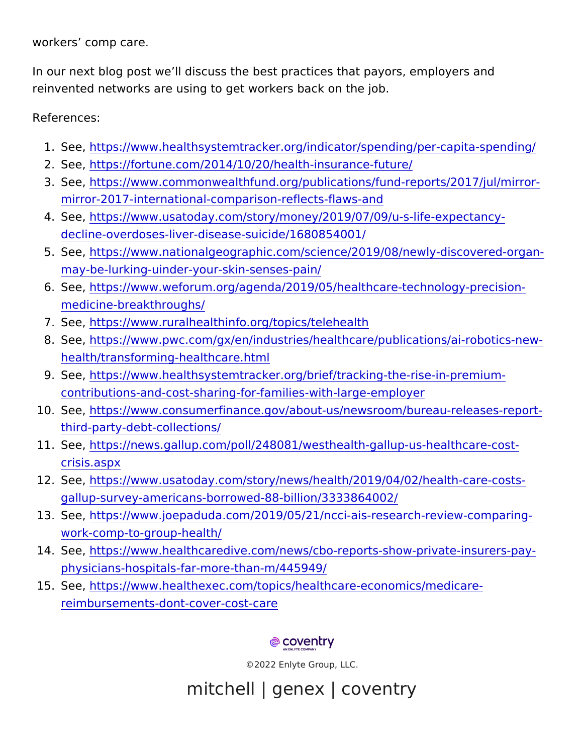workers' comp care.

In our next blog post we'll discuss the best practices that payors, employers and reinvented networks are using to get workers back on the job.

References:

1. See, https://www.healthsystemtracker.org/indicator/spending/per-capita-spending/
2. See, https://fortune.com/2014/10/20/health-insurance-future/
3. See, https://www.commonwealthfund.org/publications/fund-reports/2017/jul/mirror-mirror-2017-international-comparison-reflects-flaws-and
4. See, https://www.usatoday.com/story/money/2019/07/09/u-s-life-expectancy-decline-overdoses-liver-disease-suicide/1680854001/
5. See, https://www.nationalgeographic.com/science/2019/08/newly-discovered-organ-may-be-lurking-uinder-your-skin-senses-pain/
6. See, https://www.weforum.org/agenda/2019/05/healthcare-technology-precision-medicine-breakthroughs/
7. See, https://www.ruralhealthinfo.org/topics/telehealth
8. See, https://www.pwc.com/gx/en/industries/healthcare/publications/ai-robotics-new-health/transforming-healthcare.html
9. See, https://www.healthsystemtracker.org/brief/tracking-the-rise-in-premium-contributions-and-cost-sharing-for-families-with-large-employer
10. See, https://www.consumerfinance.gov/about-us/newsroom/bureau-releases-report-third-party-debt-collections/
11. See, https://news.gallup.com/poll/248081/westhealth-gallup-us-healthcare-cost-crisis.aspx
12. See, https://www.usatoday.com/story/news/health/2019/04/02/health-care-costs-gallup-survey-americans-borrowed-88-billion/3333864002/
13. See, https://www.joepaduda.com/2019/05/21/ncci-ais-research-review-comparing-work-comp-to-group-health/
14. See, https://www.healthcaredive.com/news/cbo-reports-show-private-insurers-pay-physicians-hospitals-far-more-than-m/445949/
15. See, https://www.healthexec.com/topics/healthcare-economics/medicare-reimbursements-dont-cover-cost-care

coventry
AN ENLYTE COMPANY

©2022 Enlyte Group, LLC.

mitchell | genex | coventry